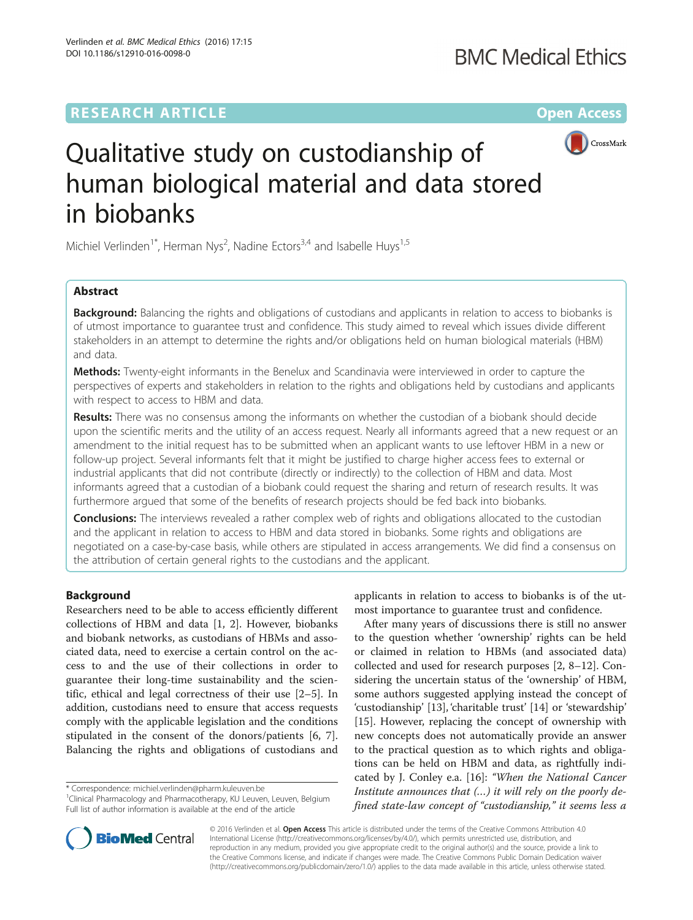# Qualitative study on custodianship of human biological material and data stored in biobanks

Michiel Verlinden[1*], Herman Nys[2], Nadine Ectors[3,4] and Isabelle Huys[1,5]

## Abstract

**Background:** Balancing the rights and obligations of custodians and applicants in relation to access to biobanks is of utmost importance to guarantee trust and confidence. This study aimed to reveal which issues divide different stakeholders in an attempt to determine the rights and/or obligations held on human biological materials (HBM) and data.

**Methods:** Twenty-eight informants in the Benelux and Scandinavia were interviewed in order to capture the perspectives of experts and stakeholders in relation to the rights and obligations held by custodians and applicants with respect to access to HBM and data.

**Results:** There was no consensus among the informants on whether the custodian of a biobank should decide upon the scientific merits and the utility of an access request. Nearly all informants agreed that a new request or an amendment to the initial request has to be submitted when an applicant wants to use leftover HBM in a new or follow-up project. Several informants felt that it might be justified to charge higher access fees to external or industrial applicants that did not contribute (directly or indirectly) to the collection of HBM and data. Most informants agreed that a custodian of a biobank could request the sharing and return of research results. It was furthermore argued that some of the benefits of research projects should be fed back into biobanks.

**Conclusions:** The interviews revealed a rather complex web of rights and obligations allocated to the custodian and the applicant in relation to access to HBM and data stored in biobanks. Some rights and obligations are negotiated on a case-by-case basis, while others are stipulated in access arrangements. We did find a consensus on the attribution of certain general rights to the custodians and the applicant.

## Background

Researchers need to be able to access efficiently different collections of HBM and data [1, 2]. However, biobanks and biobank networks, as custodians of HBMs and associated data, need to exercise a certain control on the access to and the use of their collections in order to guarantee their long-time sustainability and the scientific, ethical and legal correctness of their use [2–5]. In addition, custodians need to ensure that access requests comply with the applicable legislation and the conditions stipulated in the consent of the donors/patients [6, 7]. Balancing the rights and obligations of custodians and applicants in relation to access to biobanks is of the utmost importance to guarantee trust and confidence.

After many years of discussions there is still no answer to the question whether 'ownership' rights can be held or claimed in relation to HBMs (and associated data) collected and used for research purposes [2, 8–12]. Considering the uncertain status of the 'ownership' of HBM, some authors suggested applying instead the concept of 'custodianship' [13], 'charitable trust' [14] or 'stewardship' [15]. However, replacing the concept of ownership with new concepts does not automatically provide an answer to the practical question as to which rights and obligations can be held on HBM and data, as rightfully indicated by J. Conley e.a. [16]: *"When the National Cancer Institute announces that (…) it will rely on the poorly defined state-law concept of "custodianship," it seems less a*

\* Correspondence: michiel.verlinden@pharm.kuleuven.be
[1]Clinical Pharmacology and Pharmacotherapy, KU Leuven, Leuven, Belgium
Full list of author information is available at the end of the article

© 2016 Verlinden et al. **Open Access** This article is distributed under the terms of the Creative Commons Attribution 4.0 International License (http://creativecommons.org/licenses/by/4.0/), which permits unrestricted use, distribution, and reproduction in any medium, provided you give appropriate credit to the original author(s) and the source, provide a link to the Creative Commons license, and indicate if changes were made. The Creative Commons Public Domain Dedication waiver (http://creativecommons.org/publicdomain/zero/1.0/) applies to the data made available in this article, unless otherwise stated.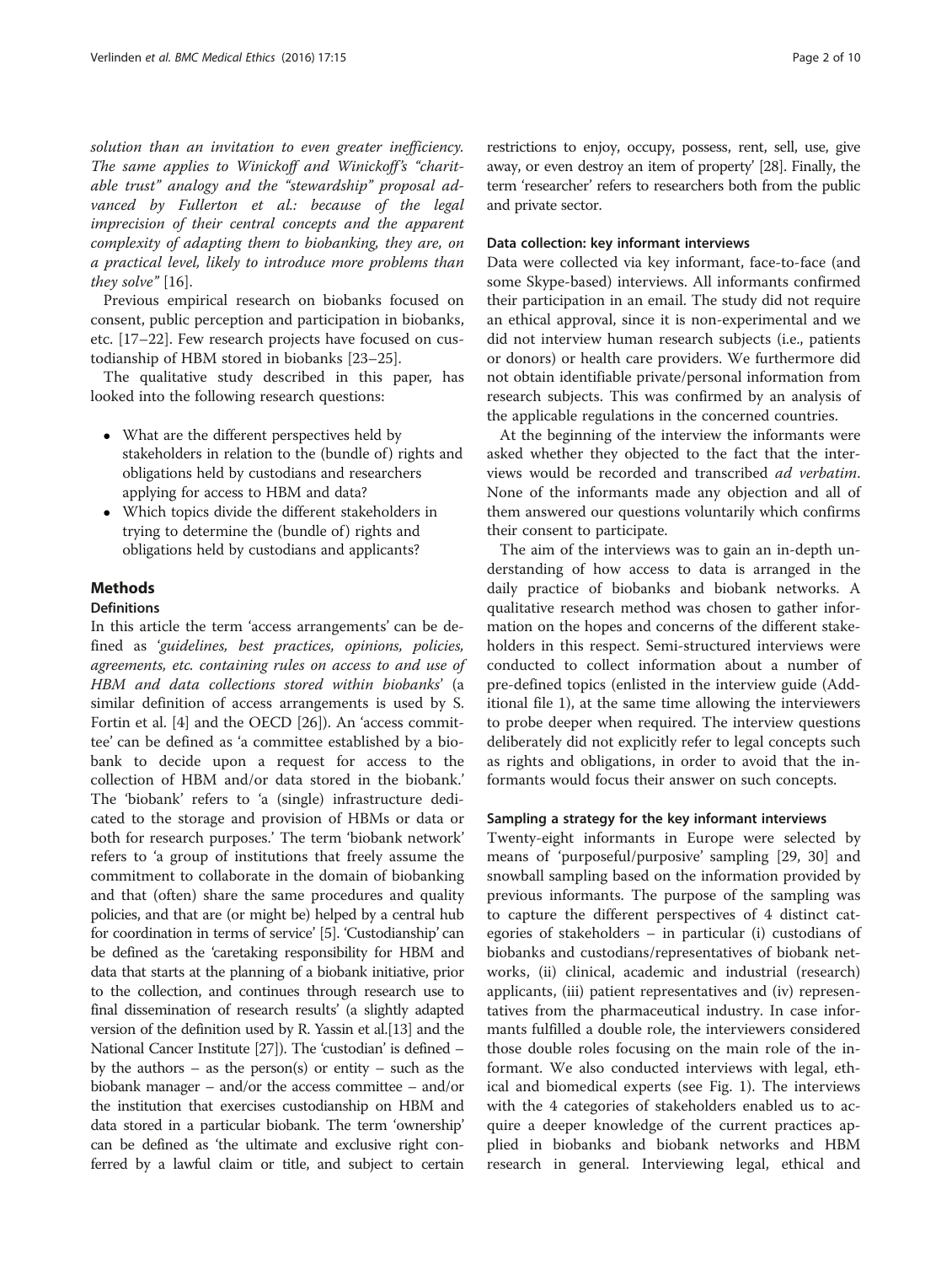*solution than an invitation to even greater inefficiency. The same applies to Winickoff and Winickoff's "charitable trust" analogy and the "stewardship" proposal advanced by Fullerton et al.: because of the legal imprecision of their central concepts and the apparent complexity of adapting them to biobanking, they are, on a practical level, likely to introduce more problems than they solve"* [16].

Previous empirical research on biobanks focused on consent, public perception and participation in biobanks, etc. [17–22]. Few research projects have focused on custodianship of HBM stored in biobanks [23–25].

The qualitative study described in this paper, has looked into the following research questions:

- What are the different perspectives held by stakeholders in relation to the (bundle of) rights and obligations held by custodians and researchers applying for access to HBM and data?
- Which topics divide the different stakeholders in trying to determine the (bundle of) rights and obligations held by custodians and applicants?

## Methods

### Definitions

In this article the term 'access arrangements' can be defined as *'guidelines, best practices, opinions, policies, agreements, etc. containing rules on access to and use of HBM and data collections stored within biobanks'* (a similar definition of access arrangements is used by S. Fortin et al. [4] and the OECD [26]). An 'access committee' can be defined as 'a committee established by a biobank to decide upon a request for access to the collection of HBM and/or data stored in the biobank.' The 'biobank' refers to 'a (single) infrastructure dedicated to the storage and provision of HBMs or data or both for research purposes.' The term 'biobank network' refers to 'a group of institutions that freely assume the commitment to collaborate in the domain of biobanking and that (often) share the same procedures and quality policies, and that are (or might be) helped by a central hub for coordination in terms of service' [5]. 'Custodianship' can be defined as the 'caretaking responsibility for HBM and data that starts at the planning of a biobank initiative, prior to the collection, and continues through research use to final dissemination of research results' (a slightly adapted version of the definition used by R. Yassin et al.[13] and the National Cancer Institute [27]). The 'custodian' is defined – by the authors – as the person(s) or entity – such as the biobank manager – and/or the access committee – and/or the institution that exercises custodianship on HBM and data stored in a particular biobank. The term 'ownership' can be defined as 'the ultimate and exclusive right conferred by a lawful claim or title, and subject to certain restrictions to enjoy, occupy, possess, rent, sell, use, give away, or even destroy an item of property' [28]. Finally, the term 'researcher' refers to researchers both from the public and private sector.

### Data collection: key informant interviews

Data were collected via key informant, face-to-face (and some Skype-based) interviews. All informants confirmed their participation in an email. The study did not require an ethical approval, since it is non-experimental and we did not interview human research subjects (i.e., patients or donors) or health care providers. We furthermore did not obtain identifiable private/personal information from research subjects. This was confirmed by an analysis of the applicable regulations in the concerned countries.

At the beginning of the interview the informants were asked whether they objected to the fact that the interviews would be recorded and transcribed *ad verbatim*. None of the informants made any objection and all of them answered our questions voluntarily which confirms their consent to participate.

The aim of the interviews was to gain an in-depth understanding of how access to data is arranged in the daily practice of biobanks and biobank networks. A qualitative research method was chosen to gather information on the hopes and concerns of the different stakeholders in this respect. Semi-structured interviews were conducted to collect information about a number of pre-defined topics (enlisted in the interview guide (Additional file 1), at the same time allowing the interviewers to probe deeper when required. The interview questions deliberately did not explicitly refer to legal concepts such as rights and obligations, in order to avoid that the informants would focus their answer on such concepts.

### Sampling a strategy for the key informant interviews

Twenty-eight informants in Europe were selected by means of 'purposeful/purposive' sampling [29, 30] and snowball sampling based on the information provided by previous informants. The purpose of the sampling was to capture the different perspectives of 4 distinct categories of stakeholders – in particular (i) custodians of biobanks and custodians/representatives of biobank networks, (ii) clinical, academic and industrial (research) applicants, (iii) patient representatives and (iv) representatives from the pharmaceutical industry. In case informants fulfilled a double role, the interviewers considered those double roles focusing on the main role of the informant. We also conducted interviews with legal, ethical and biomedical experts (see Fig. 1). The interviews with the 4 categories of stakeholders enabled us to acquire a deeper knowledge of the current practices applied in biobanks and biobank networks and HBM research in general. Interviewing legal, ethical and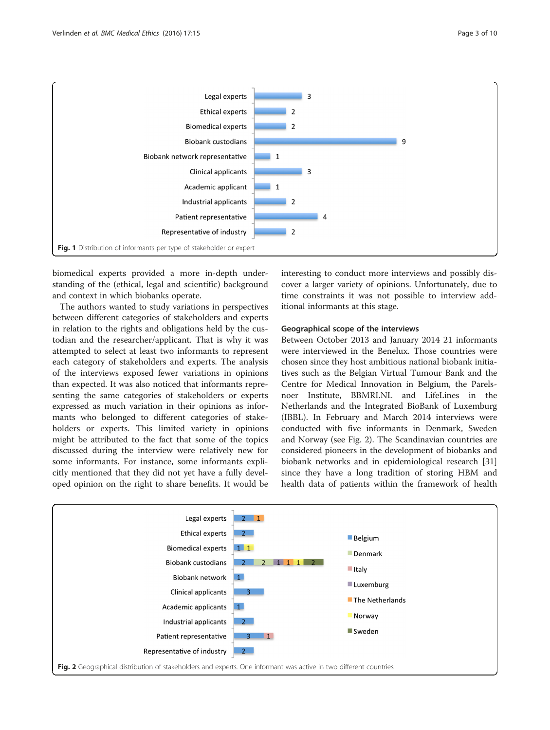| Type of stakeholder or expert | Number of informants |
| --- | --- |
| Legal experts | 3 |
| Ethical experts | 2 |
| Biomedical experts | 2 |
| Biobank custodians | 9 |
| Biobank network representative | 1 |
| Clinical applicants | 3 |
| Academic applicant | 1 |
| Industrial applicants | 2 |
| Patient representative | 4 |
| Representative of industry | 2 |

**Fig. 1** Distribution of informants per type of stakeholder or expert

biomedical experts provided a more in-depth understanding of the (ethical, legal and scientific) background and context in which biobanks operate.

The authors wanted to study variations in perspectives between different categories of stakeholders and experts in relation to the rights and obligations held by the custodian and the researcher/applicant. That is why it was attempted to select at least two informants to represent each category of stakeholders and experts. The analysis of the interviews exposed fewer variations in opinions than expected. It was also noticed that informants representing the same categories of stakeholders or experts expressed as much variation in their opinions as informants who belonged to different categories of stakeholders or experts. This limited variety in opinions might be attributed to the fact that some of the topics discussed during the interview were relatively new for some informants. For instance, some informants explicitly mentioned that they did not yet have a fully developed opinion on the right to share benefits. It would be interesting to conduct more interviews and possibly discover a larger variety of opinions. Unfortunately, due to time constraints it was not possible to interview additional informants at this stage.

### Geographical scope of the interviews

Between October 2013 and January 2014 21 informants were interviewed in the Benelux. Those countries were chosen since they host ambitious national biobank initiatives such as the Belgian Virtual Tumour Bank and the Centre for Medical Innovation in Belgium, the Parelsnoer Institute, BBMRI.NL and LifeLines in the Netherlands and the Integrated BioBank of Luxemburg (IBBL). In February and March 2014 interviews were conducted with five informants in Denmark, Sweden and Norway (see Fig. 2). The Scandinavian countries are considered pioneers in the development of biobanks and biobank networks and in epidemiological research [31] since they have a long tradition of storing HBM and health data of patients within the framework of health

| Type of stakeholder or expert | Belgium | Denmark | Italy | Luxemburg | The Netherlands | Norway | Sweden |
| --- | --- | --- | --- | --- | --- | --- | --- |
| Legal experts | 2 | | | | 1 | | |
| Ethical experts | 2 | | | | | | |
| Biomedical experts | 1 | | | | | 1 | |
| Biobank custodians | 2 | 2 | | 1 | 1 | 1 | 2 |
| Biobank network | 1 | | | | | | |
| Clinical applicants | 3 | | | | | | |
| Academic applicants | 1 | | | | | | |
| Industrial applicants | 2 | | | | | | |
| Patient representative | 3 | | 1 | | | | |
| Representative of industry | 2 | | | | | | |

**Fig. 2** Geographical distribution of stakeholders and experts. One informant was active in two different countries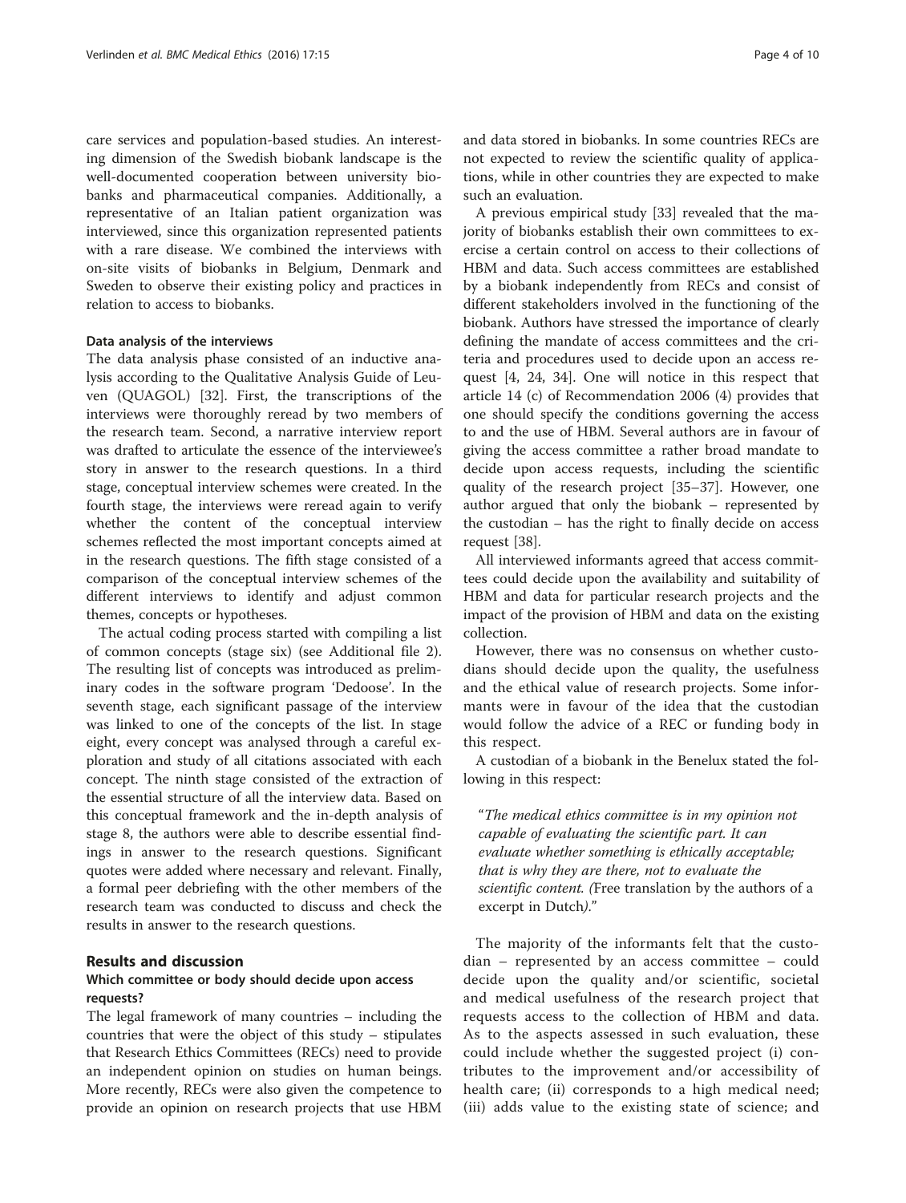care services and population-based studies. An interesting dimension of the Swedish biobank landscape is the well-documented cooperation between university biobanks and pharmaceutical companies. Additionally, a representative of an Italian patient organization was interviewed, since this organization represented patients with a rare disease. We combined the interviews with on-site visits of biobanks in Belgium, Denmark and Sweden to observe their existing policy and practices in relation to access to biobanks.

#### Data analysis of the interviews

The data analysis phase consisted of an inductive analysis according to the Qualitative Analysis Guide of Leuven (QUAGOL) [32]. First, the transcriptions of the interviews were thoroughly reread by two members of the research team. Second, a narrative interview report was drafted to articulate the essence of the interviewee's story in answer to the research questions. In a third stage, conceptual interview schemes were created. In the fourth stage, the interviews were reread again to verify whether the content of the conceptual interview schemes reflected the most important concepts aimed at in the research questions. The fifth stage consisted of a comparison of the conceptual interview schemes of the different interviews to identify and adjust common themes, concepts or hypotheses.

The actual coding process started with compiling a list of common concepts (stage six) (see Additional file 2). The resulting list of concepts was introduced as preliminary codes in the software program 'Dedoose'. In the seventh stage, each significant passage of the interview was linked to one of the concepts of the list. In stage eight, every concept was analysed through a careful exploration and study of all citations associated with each concept. The ninth stage consisted of the extraction of the essential structure of all the interview data. Based on this conceptual framework and the in-depth analysis of stage 8, the authors were able to describe essential findings in answer to the research questions. Significant quotes were added where necessary and relevant. Finally, a formal peer debriefing with the other members of the research team was conducted to discuss and check the results in answer to the research questions.

## Results and discussion

### Which committee or body should decide upon access requests?

The legal framework of many countries – including the countries that were the object of this study – stipulates that Research Ethics Committees (RECs) need to provide an independent opinion on studies on human beings. More recently, RECs were also given the competence to provide an opinion on research projects that use HBM and data stored in biobanks. In some countries RECs are not expected to review the scientific quality of applications, while in other countries they are expected to make such an evaluation.

A previous empirical study [33] revealed that the majority of biobanks establish their own committees to exercise a certain control on access to their collections of HBM and data. Such access committees are established by a biobank independently from RECs and consist of different stakeholders involved in the functioning of the biobank. Authors have stressed the importance of clearly defining the mandate of access committees and the criteria and procedures used to decide upon an access request [4, 24, 34]. One will notice in this respect that article 14 (c) of Recommendation 2006 (4) provides that one should specify the conditions governing the access to and the use of HBM. Several authors are in favour of giving the access committee a rather broad mandate to decide upon access requests, including the scientific quality of the research project [35–37]. However, one author argued that only the biobank – represented by the custodian – has the right to finally decide on access request [38].

All interviewed informants agreed that access committees could decide upon the availability and suitability of HBM and data for particular research projects and the impact of the provision of HBM and data on the existing collection.

However, there was no consensus on whether custodians should decide upon the quality, the usefulness and the ethical value of research projects. Some informants were in favour of the idea that the custodian would follow the advice of a REC or funding body in this respect.

A custodian of a biobank in the Benelux stated the following in this respect:

> "*The medical ethics committee is in my opinion not capable of evaluating the scientific part. It can evaluate whether something is ethically acceptable; that is why they are there, not to evaluate the scientific content. (*Free translation by the authors of a excerpt in Dutch*).*"

The majority of the informants felt that the custodian – represented by an access committee – could decide upon the quality and/or scientific, societal and medical usefulness of the research project that requests access to the collection of HBM and data. As to the aspects assessed in such evaluation, these could include whether the suggested project (i) contributes to the improvement and/or accessibility of health care; (ii) corresponds to a high medical need; (iii) adds value to the existing state of science; and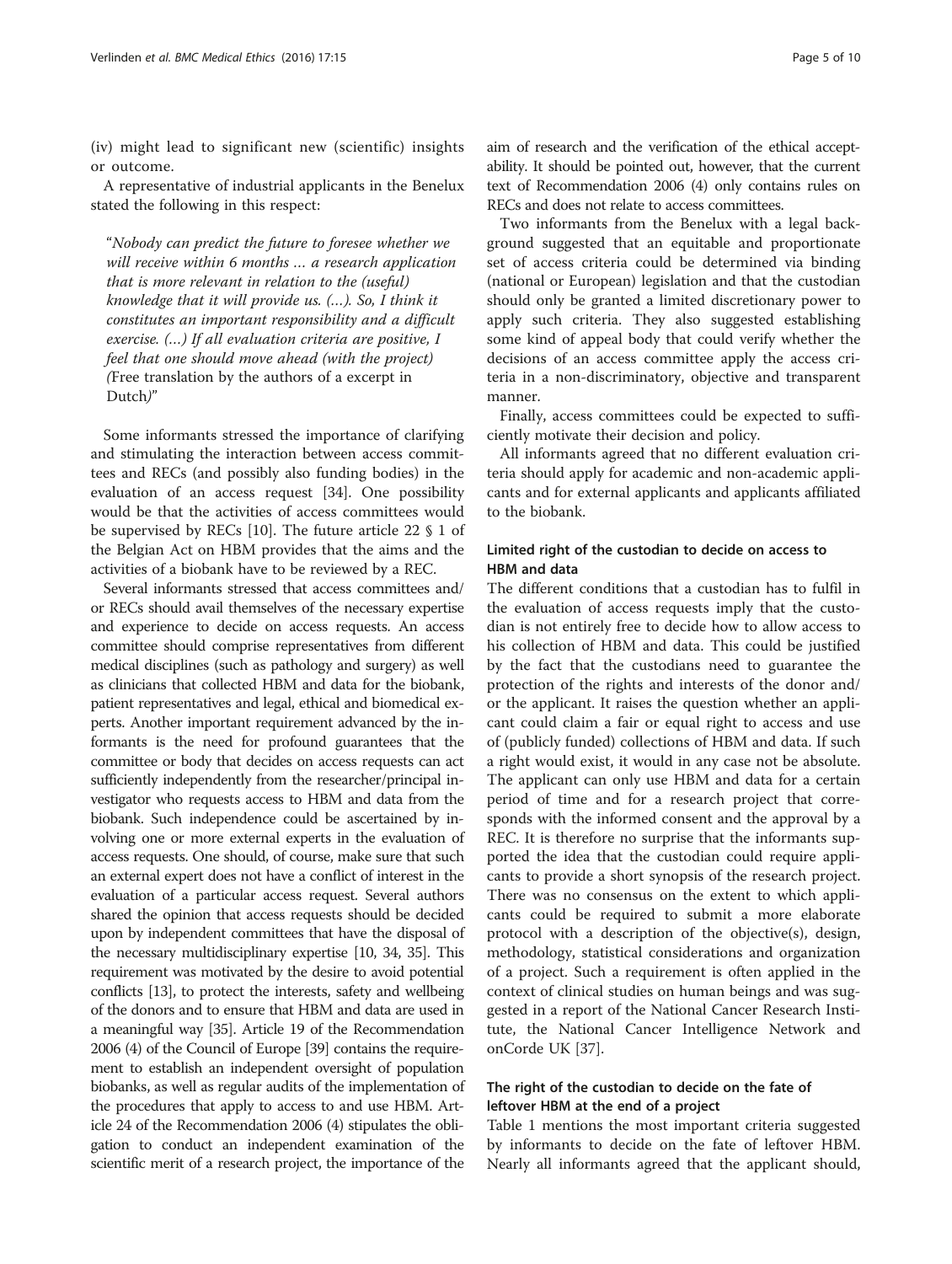(iv) might lead to significant new (scientific) insights or outcome.

A representative of industrial applicants in the Benelux stated the following in this respect:

> "*Nobody can predict the future to foresee whether we will receive within 6 months … a research application that is more relevant in relation to the (useful) knowledge that it will provide us. (…). So, I think it constitutes an important responsibility and a difficult exercise. (…) If all evaluation criteria are positive, I feel that one should move ahead (with the project) (*Free translation by the authors of a excerpt in Dutch*)*"

Some informants stressed the importance of clarifying and stimulating the interaction between access committees and RECs (and possibly also funding bodies) in the evaluation of an access request [34]. One possibility would be that the activities of access committees would be supervised by RECs [10]. The future article 22 § 1 of the Belgian Act on HBM provides that the aims and the activities of a biobank have to be reviewed by a REC.

Several informants stressed that access committees and/or RECs should avail themselves of the necessary expertise and experience to decide on access requests. An access committee should comprise representatives from different medical disciplines (such as pathology and surgery) as well as clinicians that collected HBM and data for the biobank, patient representatives and legal, ethical and biomedical experts. Another important requirement advanced by the informants is the need for profound guarantees that the committee or body that decides on access requests can act sufficiently independently from the researcher/principal investigator who requests access to HBM and data from the biobank. Such independence could be ascertained by involving one or more external experts in the evaluation of access requests. One should, of course, make sure that such an external expert does not have a conflict of interest in the evaluation of a particular access request. Several authors shared the opinion that access requests should be decided upon by independent committees that have the disposal of the necessary multidisciplinary expertise [10, 34, 35]. This requirement was motivated by the desire to avoid potential conflicts [13], to protect the interests, safety and wellbeing of the donors and to ensure that HBM and data are used in a meaningful way [35]. Article 19 of the Recommendation 2006 (4) of the Council of Europe [39] contains the requirement to establish an independent oversight of population biobanks, as well as regular audits of the implementation of the procedures that apply to access to and use HBM. Article 24 of the Recommendation 2006 (4) stipulates the obligation to conduct an independent examination of the scientific merit of a research project, the importance of the aim of research and the verification of the ethical acceptability. It should be pointed out, however, that the current text of Recommendation 2006 (4) only contains rules on RECs and does not relate to access committees.

Two informants from the Benelux with a legal background suggested that an equitable and proportionate set of access criteria could be determined via binding (national or European) legislation and that the custodian should only be granted a limited discretionary power to apply such criteria. They also suggested establishing some kind of appeal body that could verify whether the decisions of an access committee apply the access criteria in a non-discriminatory, objective and transparent manner.

Finally, access committees could be expected to sufficiently motivate their decision and policy.

All informants agreed that no different evaluation criteria should apply for academic and non-academic applicants and for external applicants and applicants affiliated to the biobank.

### Limited right of the custodian to decide on access to HBM and data

The different conditions that a custodian has to fulfil in the evaluation of access requests imply that the custodian is not entirely free to decide how to allow access to his collection of HBM and data. This could be justified by the fact that the custodians need to guarantee the protection of the rights and interests of the donor and/or the applicant. It raises the question whether an applicant could claim a fair or equal right to access and use of (publicly funded) collections of HBM and data. If such a right would exist, it would in any case not be absolute. The applicant can only use HBM and data for a certain period of time and for a research project that corresponds with the informed consent and the approval by a REC. It is therefore no surprise that the informants supported the idea that the custodian could require applicants to provide a short synopsis of the research project. There was no consensus on the extent to which applicants could be required to submit a more elaborate protocol with a description of the objective(s), design, methodology, statistical considerations and organization of a project. Such a requirement is often applied in the context of clinical studies on human beings and was suggested in a report of the National Cancer Research Institute, the National Cancer Intelligence Network and onCorde UK [37].

### The right of the custodian to decide on the fate of leftover HBM at the end of a project

Table 1 mentions the most important criteria suggested by informants to decide on the fate of leftover HBM. Nearly all informants agreed that the applicant should,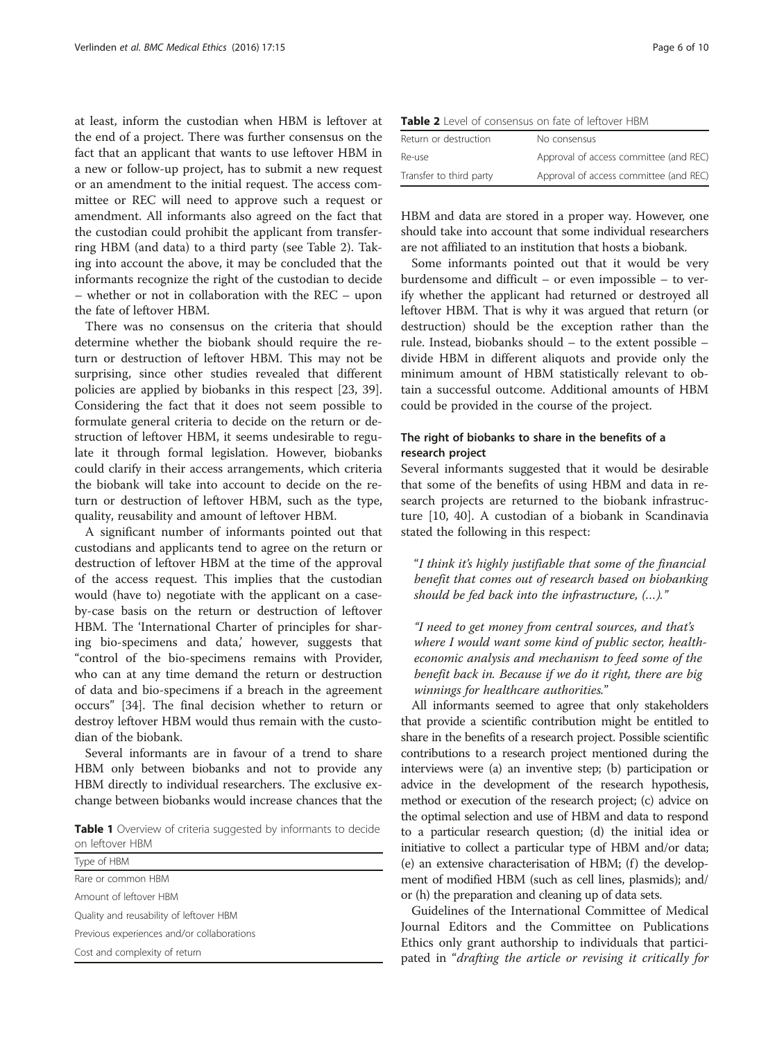at least, inform the custodian when HBM is leftover at the end of a project. There was further consensus on the fact that an applicant that wants to use leftover HBM in a new or follow-up project, has to submit a new request or an amendment to the initial request. The access committee or REC will need to approve such a request or amendment. All informants also agreed on the fact that the custodian could prohibit the applicant from transferring HBM (and data) to a third party (see Table 2). Taking into account the above, it may be concluded that the informants recognize the right of the custodian to decide – whether or not in collaboration with the REC – upon the fate of leftover HBM.

There was no consensus on the criteria that should determine whether the biobank should require the return or destruction of leftover HBM. This may not be surprising, since other studies revealed that different policies are applied by biobanks in this respect [23, 39]. Considering the fact that it does not seem possible to formulate general criteria to decide on the return or destruction of leftover HBM, it seems undesirable to regulate it through formal legislation. However, biobanks could clarify in their access arrangements, which criteria the biobank will take into account to decide on the return or destruction of leftover HBM, such as the type, quality, reusability and amount of leftover HBM.

A significant number of informants pointed out that custodians and applicants tend to agree on the return or destruction of leftover HBM at the time of the approval of the access request. This implies that the custodian would (have to) negotiate with the applicant on a case-by-case basis on the return or destruction of leftover HBM. The 'International Charter of principles for sharing bio-specimens and data,' however, suggests that "control of the bio-specimens remains with Provider, who can at any time demand the return or destruction of data and bio-specimens if a breach in the agreement occurs" [34]. The final decision whether to return or destroy leftover HBM would thus remain with the custodian of the biobank.

Several informants are in favour of a trend to share HBM only between biobanks and not to provide any HBM directly to individual researchers. The exclusive exchange between biobanks would increase chances that the

**Table 1** Overview of criteria suggested by informants to decide on leftover HBM

| Type of HBM |
| --- |
| Rare or common HBM |
| Amount of leftover HBM |
| Quality and reusability of leftover HBM |
| Previous experiences and/or collaborations |
| Cost and complexity of return |

**Table 2** Level of consensus on fate of leftover HBM

| | |
| --- | --- |
| Return or destruction | No consensus |
| Re-use | Approval of access committee (and REC) |
| Transfer to third party | Approval of access committee (and REC) |

HBM and data are stored in a proper way. However, one should take into account that some individual researchers are not affiliated to an institution that hosts a biobank.

Some informants pointed out that it would be very burdensome and difficult – or even impossible – to verify whether the applicant had returned or destroyed all leftover HBM. That is why it was argued that return (or destruction) should be the exception rather than the rule. Instead, biobanks should – to the extent possible – divide HBM in different aliquots and provide only the minimum amount of HBM statistically relevant to obtain a successful outcome. Additional amounts of HBM could be provided in the course of the project.

### The right of biobanks to share in the benefits of a research project

Several informants suggested that it would be desirable that some of the benefits of using HBM and data in research projects are returned to the biobank infrastructure [10, 40]. A custodian of a biobank in Scandinavia stated the following in this respect:

> "*I think it's highly justifiable that some of the financial benefit that comes out of research based on biobanking should be fed back into the infrastructure, (…).*"
>
> "*I need to get money from central sources, and that's where I would want some kind of public sector, health-economic analysis and mechanism to feed some of the benefit back in. Because if we do it right, there are big winnings for healthcare authorities.*"

All informants seemed to agree that only stakeholders that provide a scientific contribution might be entitled to share in the benefits of a research project. Possible scientific contributions to a research project mentioned during the interviews were (a) an inventive step; (b) participation or advice in the development of the research hypothesis, method or execution of the research project; (c) advice on the optimal selection and use of HBM and data to respond to a particular research question; (d) the initial idea or initiative to collect a particular type of HBM and/or data; (e) an extensive characterisation of HBM; (f) the development of modified HBM (such as cell lines, plasmids); and/or (h) the preparation and cleaning up of data sets.

Guidelines of the International Committee of Medical Journal Editors and the Committee on Publications Ethics only grant authorship to individuals that participated in "*drafting the article or revising it critically for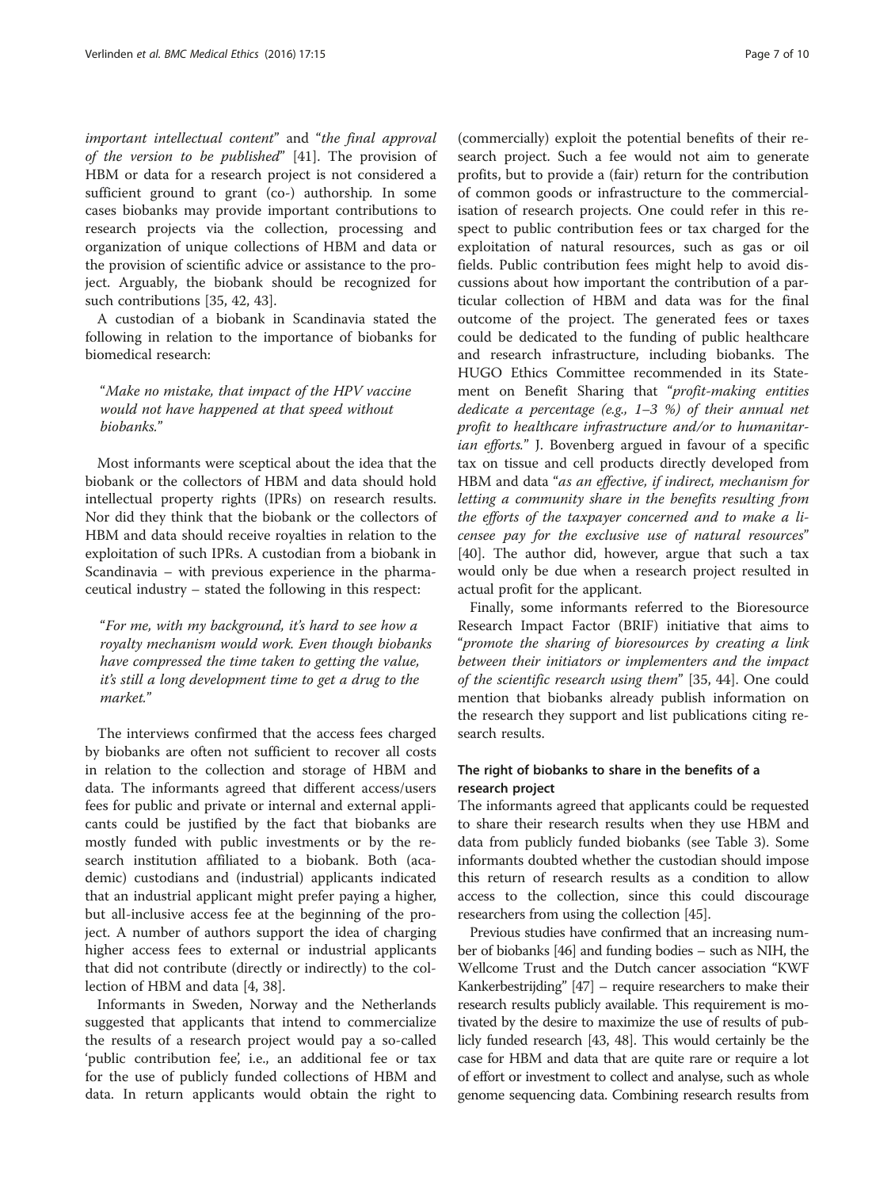*important intellectual content*" and "*the final approval of the version to be published*" [41]. The provision of HBM or data for a research project is not considered a sufficient ground to grant (co-) authorship. In some cases biobanks may provide important contributions to research projects via the collection, processing and organization of unique collections of HBM and data or the provision of scientific advice or assistance to the project. Arguably, the biobank should be recognized for such contributions [35, 42, 43].

A custodian of a biobank in Scandinavia stated the following in relation to the importance of biobanks for biomedical research:

> "*Make no mistake, that impact of the HPV vaccine would not have happened at that speed without biobanks.*"

Most informants were sceptical about the idea that the biobank or the collectors of HBM and data should hold intellectual property rights (IPRs) on research results. Nor did they think that the biobank or the collectors of HBM and data should receive royalties in relation to the exploitation of such IPRs. A custodian from a biobank in Scandinavia – with previous experience in the pharmaceutical industry – stated the following in this respect:

> "*For me, with my background, it's hard to see how a royalty mechanism would work. Even though biobanks have compressed the time taken to getting the value, it's still a long development time to get a drug to the market.*"

The interviews confirmed that the access fees charged by biobanks are often not sufficient to recover all costs in relation to the collection and storage of HBM and data. The informants agreed that different access/users fees for public and private or internal and external applicants could be justified by the fact that biobanks are mostly funded with public investments or by the research institution affiliated to a biobank. Both (academic) custodians and (industrial) applicants indicated that an industrial applicant might prefer paying a higher, but all-inclusive access fee at the beginning of the project. A number of authors support the idea of charging higher access fees to external or industrial applicants that did not contribute (directly or indirectly) to the collection of HBM and data [4, 38].

Informants in Sweden, Norway and the Netherlands suggested that applicants that intend to commercialize the results of a research project would pay a so-called 'public contribution fee', i.e., an additional fee or tax for the use of publicly funded collections of HBM and data. In return applicants would obtain the right to (commercially) exploit the potential benefits of their research project. Such a fee would not aim to generate profits, but to provide a (fair) return for the contribution of common goods or infrastructure to the commercialisation of research projects. One could refer in this respect to public contribution fees or tax charged for the exploitation of natural resources, such as gas or oil fields. Public contribution fees might help to avoid discussions about how important the contribution of a particular collection of HBM and data was for the final outcome of the project. The generated fees or taxes could be dedicated to the funding of public healthcare and research infrastructure, including biobanks. The HUGO Ethics Committee recommended in its Statement on Benefit Sharing that "*profit-making entities dedicate a percentage (e.g., 1–3 %) of their annual net profit to healthcare infrastructure and/or to humanitarian efforts.*" J. Bovenberg argued in favour of a specific tax on tissue and cell products directly developed from HBM and data "*as an effective, if indirect, mechanism for letting a community share in the benefits resulting from the efforts of the taxpayer concerned and to make a licensee pay for the exclusive use of natural resources*" [40]. The author did, however, argue that such a tax would only be due when a research project resulted in actual profit for the applicant.

Finally, some informants referred to the Bioresource Research Impact Factor (BRIF) initiative that aims to "*promote the sharing of bioresources by creating a link between their initiators or implementers and the impact of the scientific research using them*" [35, 44]. One could mention that biobanks already publish information on the research they support and list publications citing research results.

## The right of biobanks to share in the benefits of a research project

The informants agreed that applicants could be requested to share their research results when they use HBM and data from publicly funded biobanks (see Table 3). Some informants doubted whether the custodian should impose this return of research results as a condition to allow access to the collection, since this could discourage researchers from using the collection [45].

Previous studies have confirmed that an increasing number of biobanks [46] and funding bodies – such as NIH, the Wellcome Trust and the Dutch cancer association "KWF Kankerbestrijding" [47] – require researchers to make their research results publicly available. This requirement is motivated by the desire to maximize the use of results of publicly funded research [43, 48]. This would certainly be the case for HBM and data that are quite rare or require a lot of effort or investment to collect and analyse, such as whole genome sequencing data. Combining research results from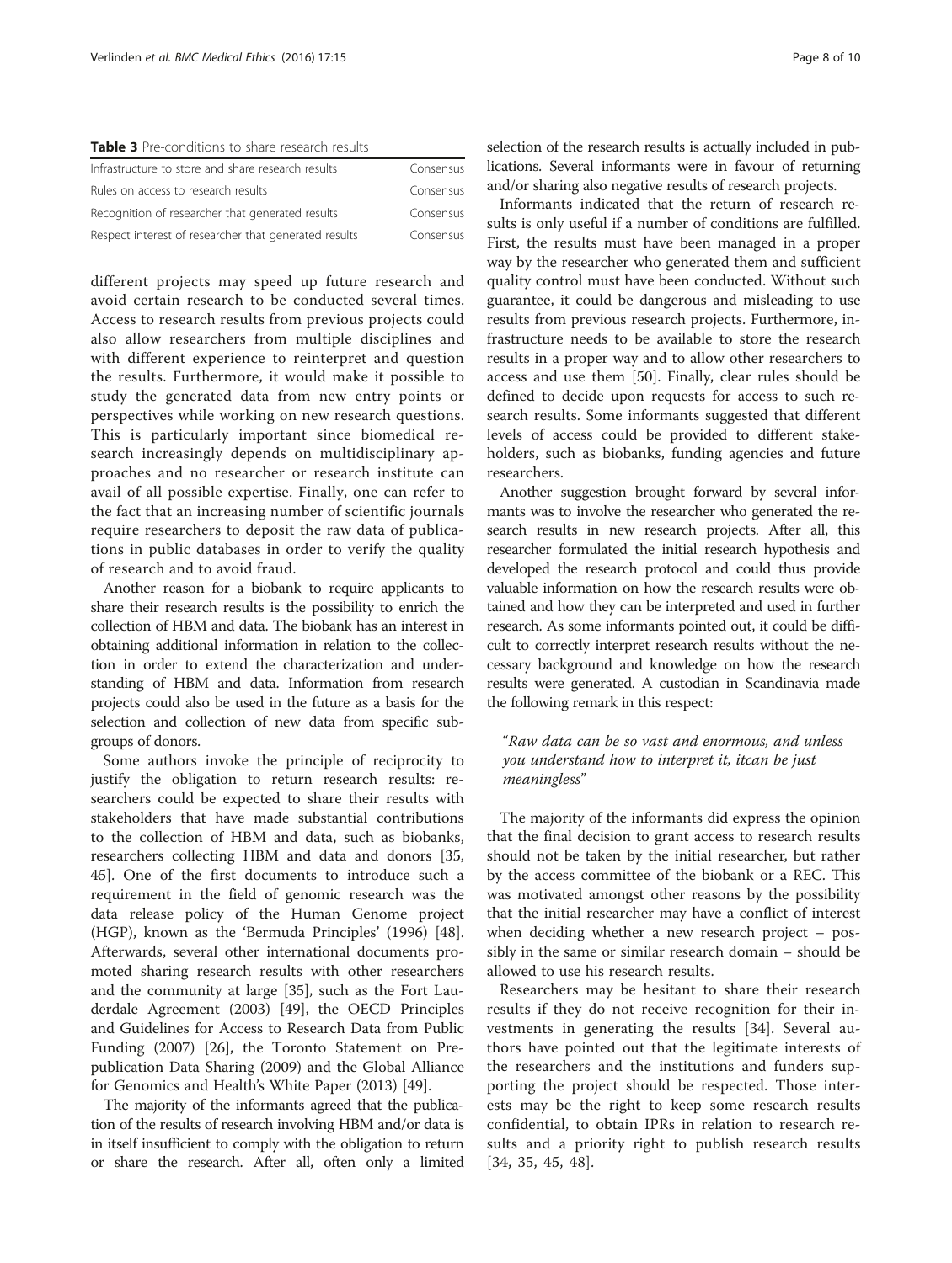**Table 3** Pre-conditions to share research results

| | |
|---|---|
| Infrastructure to store and share research results | Consensus |
| Rules on access to research results | Consensus |
| Recognition of researcher that generated results | Consensus |
| Respect interest of researcher that generated results | Consensus |

different projects may speed up future research and avoid certain research to be conducted several times. Access to research results from previous projects could also allow researchers from multiple disciplines and with different experience to reinterpret and question the results. Furthermore, it would make it possible to study the generated data from new entry points or perspectives while working on new research questions. This is particularly important since biomedical research increasingly depends on multidisciplinary approaches and no researcher or research institute can avail of all possible expertise. Finally, one can refer to the fact that an increasing number of scientific journals require researchers to deposit the raw data of publications in public databases in order to verify the quality of research and to avoid fraud.

Another reason for a biobank to require applicants to share their research results is the possibility to enrich the collection of HBM and data. The biobank has an interest in obtaining additional information in relation to the collection in order to extend the characterization and understanding of HBM and data. Information from research projects could also be used in the future as a basis for the selection and collection of new data from specific subgroups of donors.

Some authors invoke the principle of reciprocity to justify the obligation to return research results: researchers could be expected to share their results with stakeholders that have made substantial contributions to the collection of HBM and data, such as biobanks, researchers collecting HBM and data and donors [35, 45]. One of the first documents to introduce such a requirement in the field of genomic research was the data release policy of the Human Genome project (HGP), known as the 'Bermuda Principles' (1996) [48]. Afterwards, several other international documents promoted sharing research results with other researchers and the community at large [35], such as the Fort Lauderdale Agreement (2003) [49], the OECD Principles and Guidelines for Access to Research Data from Public Funding (2007) [26], the Toronto Statement on Prepublication Data Sharing (2009) and the Global Alliance for Genomics and Health's White Paper (2013) [49].

The majority of the informants agreed that the publication of the results of research involving HBM and/or data is in itself insufficient to comply with the obligation to return or share the research. After all, often only a limited selection of the research results is actually included in publications. Several informants were in favour of returning and/or sharing also negative results of research projects.

Informants indicated that the return of research results is only useful if a number of conditions are fulfilled. First, the results must have been managed in a proper way by the researcher who generated them and sufficient quality control must have been conducted. Without such guarantee, it could be dangerous and misleading to use results from previous research projects. Furthermore, infrastructure needs to be available to store the research results in a proper way and to allow other researchers to access and use them [50]. Finally, clear rules should be defined to decide upon requests for access to such research results. Some informants suggested that different levels of access could be provided to different stakeholders, such as biobanks, funding agencies and future researchers.

Another suggestion brought forward by several informants was to involve the researcher who generated the research results in new research projects. After all, this researcher formulated the initial research hypothesis and developed the research protocol and could thus provide valuable information on how the research results were obtained and how they can be interpreted and used in further research. As some informants pointed out, it could be difficult to correctly interpret research results without the necessary background and knowledge on how the research results were generated. A custodian in Scandinavia made the following remark in this respect:

> *"Raw data can be so vast and enormous, and unless you understand how to interpret it, itcan be just meaningless"*

The majority of the informants did express the opinion that the final decision to grant access to research results should not be taken by the initial researcher, but rather by the access committee of the biobank or a REC. This was motivated amongst other reasons by the possibility that the initial researcher may have a conflict of interest when deciding whether a new research project – possibly in the same or similar research domain – should be allowed to use his research results.

Researchers may be hesitant to share their research results if they do not receive recognition for their investments in generating the results [34]. Several authors have pointed out that the legitimate interests of the researchers and the institutions and funders supporting the project should be respected. Those interests may be the right to keep some research results confidential, to obtain IPRs in relation to research results and a priority right to publish research results [34, 35, 45, 48].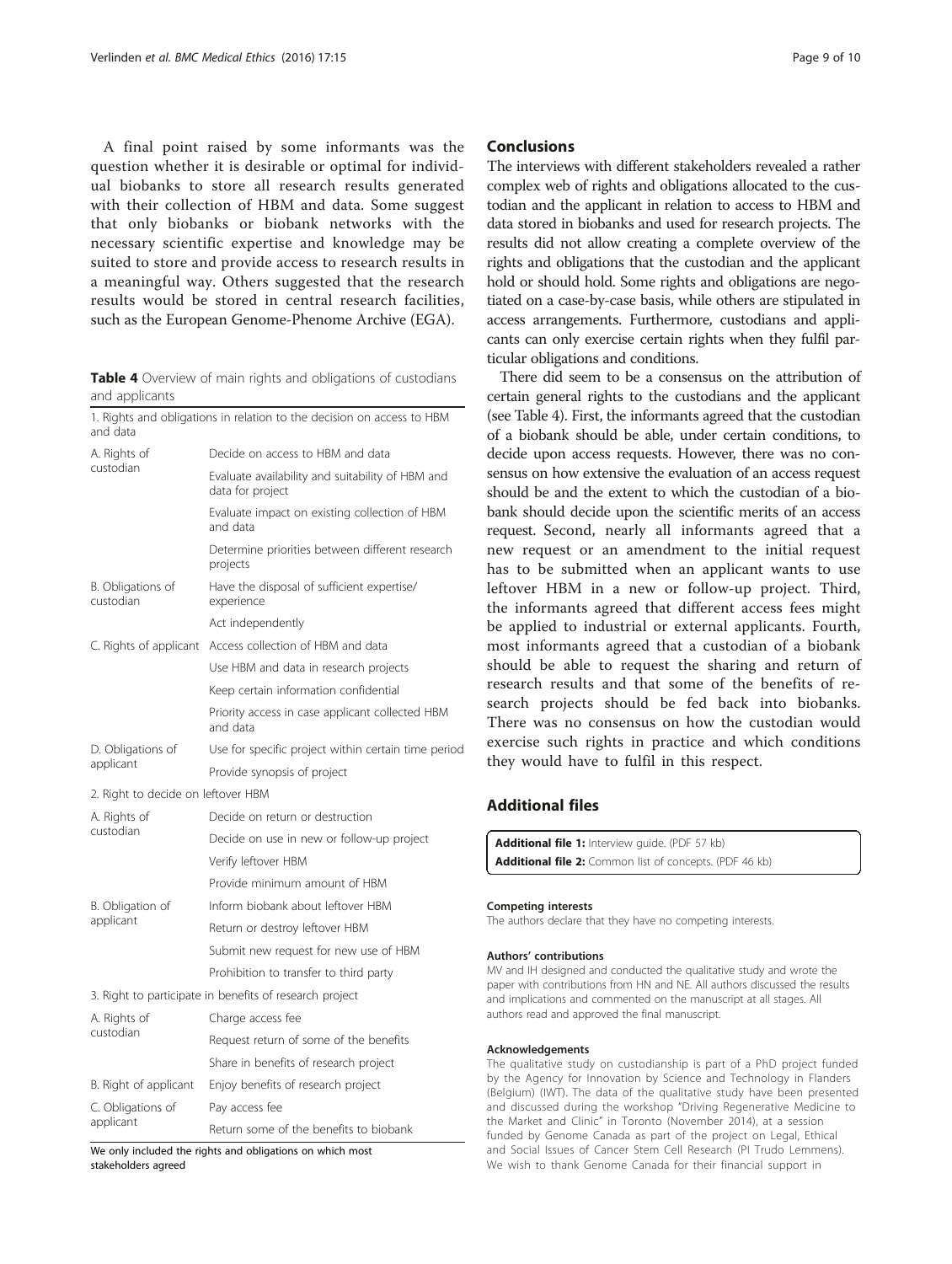A final point raised by some informants was the question whether it is desirable or optimal for individual biobanks to store all research results generated with their collection of HBM and data. Some suggest that only biobanks or biobank networks with the necessary scientific expertise and knowledge may be suited to store and provide access to research results in a meaningful way. Others suggested that the research results would be stored in central research facilities, such as the European Genome-Phenome Archive (EGA).

**Table 4** Overview of main rights and obligations of custodians and applicants

| | |
|---|---|
| 1. Rights and obligations in relation to the decision on access to HBM and data | |
| A. Rights of custodian | Decide on access to HBM and data |
| | Evaluate availability and suitability of HBM and data for project |
| | Evaluate impact on existing collection of HBM and data |
| | Determine priorities between different research projects |
| B. Obligations of custodian | Have the disposal of sufficient expertise/ experience |
| | Act independently |
| C. Rights of applicant | Access collection of HBM and data |
| | Use HBM and data in research projects |
| | Keep certain information confidential |
| | Priority access in case applicant collected HBM and data |
| D. Obligations of applicant | Use for specific project within certain time period |
| | Provide synopsis of project |
| 2. Right to decide on leftover HBM | |
| A. Rights of custodian | Decide on return or destruction |
| | Decide on use in new or follow-up project |
| | Verify leftover HBM |
| | Provide minimum amount of HBM |
| B. Obligation of applicant | Inform biobank about leftover HBM |
| | Return or destroy leftover HBM |
| | Submit new request for new use of HBM |
| | Prohibition to transfer to third party |
| 3. Right to participate in benefits of research project | |
| A. Rights of custodian | Charge access fee |
| | Request return of some of the benefits |
| | Share in benefits of research project |
| B. Right of applicant | Enjoy benefits of research project |
| C. Obligations of applicant | Pay access fee |
| | Return some of the benefits to biobank |

We only included the rights and obligations on which most stakeholders agreed

## Conclusions

The interviews with different stakeholders revealed a rather complex web of rights and obligations allocated to the custodian and the applicant in relation to access to HBM and data stored in biobanks and used for research projects. The results did not allow creating a complete overview of the rights and obligations that the custodian and the applicant hold or should hold. Some rights and obligations are negotiated on a case-by-case basis, while others are stipulated in access arrangements. Furthermore, custodians and applicants can only exercise certain rights when they fulfil particular obligations and conditions.

There did seem to be a consensus on the attribution of certain general rights to the custodians and the applicant (see Table 4). First, the informants agreed that the custodian of a biobank should be able, under certain conditions, to decide upon access requests. However, there was no consensus on how extensive the evaluation of an access request should be and the extent to which the custodian of a biobank should decide upon the scientific merits of an access request. Second, nearly all informants agreed that a new request or an amendment to the initial request has to be submitted when an applicant wants to use leftover HBM in a new or follow-up project. Third, the informants agreed that different access fees might be applied to industrial or external applicants. Fourth, most informants agreed that a custodian of a biobank should be able to request the sharing and return of research results and that some of the benefits of research projects should be fed back into biobanks. There was no consensus on how the custodian would exercise such rights in practice and which conditions they would have to fulfil in this respect.

## Additional files

**Additional file 1:** Interview guide. (PDF 57 kb)
**Additional file 2:** Common list of concepts. (PDF 46 kb)

#### Competing interests
The authors declare that they have no competing interests.

#### Authors' contributions
MV and IH designed and conducted the qualitative study and wrote the paper with contributions from HN and NE. All authors discussed the results and implications and commented on the manuscript at all stages. All authors read and approved the final manuscript.

#### Acknowledgements
The qualitative study on custodianship is part of a PhD project funded by the Agency for Innovation by Science and Technology in Flanders (Belgium) (IWT). The data of the qualitative study have been presented and discussed during the workshop "Driving Regenerative Medicine to the Market and Clinic" in Toronto (November 2014), at a session funded by Genome Canada as part of the project on Legal, Ethical and Social Issues of Cancer Stem Cell Research (PI Trudo Lemmens). We wish to thank Genome Canada for their financial support in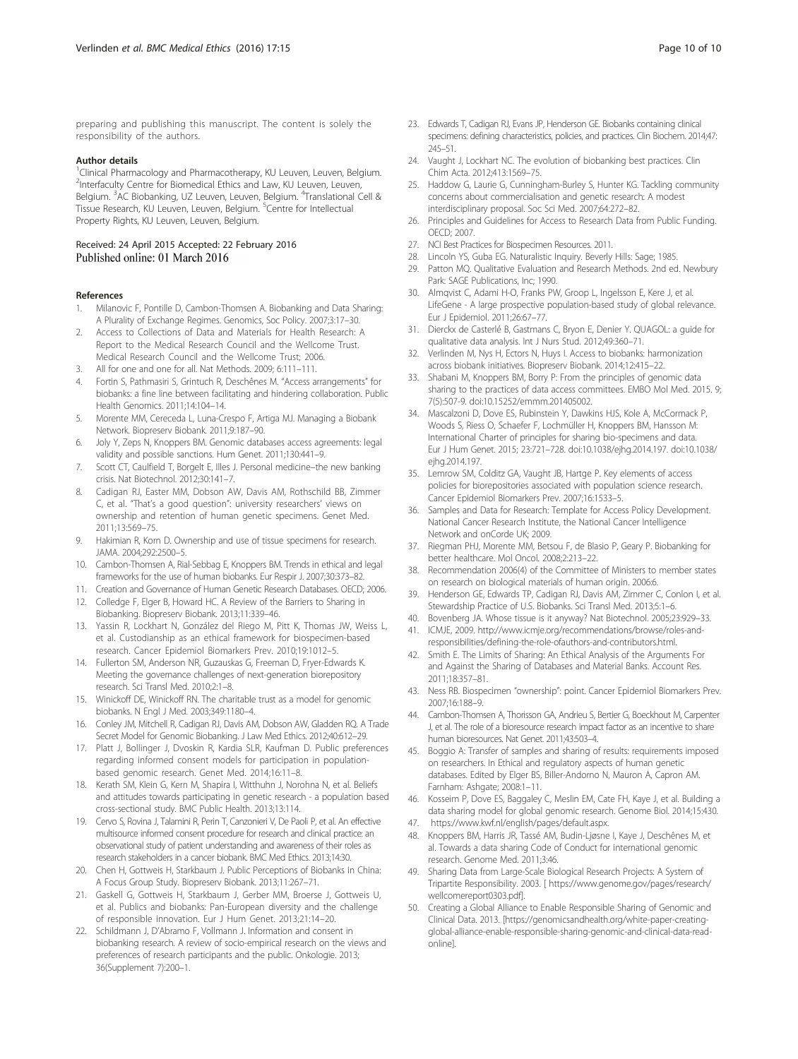preparing and publishing this manuscript. The content is solely the responsibility of the authors.

#### Author details

[1]Clinical Pharmacology and Pharmacotherapy, KU Leuven, Leuven, Belgium. [2]Interfaculty Centre for Biomedical Ethics and Law, KU Leuven, Leuven, Belgium. [3]AC Biobanking, UZ Leuven, Leuven, Belgium. [4]Translational Cell & Tissue Research, KU Leuven, Leuven, Belgium. [5]Centre for Intellectual Property Rights, KU Leuven, Leuven, Belgium.

Received: 24 April 2015 Accepted: 22 February 2016
Published online: 01 March 2016

#### References

1. Milanovic F, Pontille D, Cambon-Thomsen A. Biobanking and Data Sharing: A Plurality of Exchange Regimes. Genomics, Soc Policy. 2007;3:17–30.
2. Access to Collections of Data and Materials for Health Research: A Report to the Medical Research Council and the Wellcome Trust. Medical Research Council and the Wellcome Trust; 2006.
3. All for one and one for all. Nat Methods. 2009; 6:111–111.
4. Fortin S, Pathmasiri S, Grintuch R, Deschênes M. "Access arrangements" for biobanks: a fine line between facilitating and hindering collaboration. Public Health Genomics. 2011;14:104–14.
5. Morente MM, Cereceda L, Luna-Crespo F, Artiga MJ. Managing a Biobank Network. Biopreserv Biobank. 2011;9:187–90.
6. Joly Y, Zeps N, Knoppers BM. Genomic databases access agreements: legal validity and possible sanctions. Hum Genet. 2011;130:441–9.
7. Scott CT, Caulfield T, Borgelt E, Illes J. Personal medicine–the new banking crisis. Nat Biotechnol. 2012;30:141–7.
8. Cadigan RJ, Easter MM, Dobson AW, Davis AM, Rothschild BB, Zimmer C, et al. "That's a good question": university researchers' views on ownership and retention of human genetic specimens. Genet Med. 2011;13:569–75.
9. Hakimian R, Korn D. Ownership and use of tissue specimens for research. JAMA. 2004;292:2500–5.
10. Cambon-Thomsen A, Rial-Sebbag E, Knoppers BM. Trends in ethical and legal frameworks for the use of human biobanks. Eur Respir J. 2007;30:373–82.
11. Creation and Governance of Human Genetic Research Databases. OECD; 2006.
12. Colledge F, Elger B, Howard HC. A Review of the Barriers to Sharing in Biobanking. Biopreserv Biobank. 2013;11:339–46.
13. Yassin R, Lockhart N, González del Riego M, Pitt K, Thomas JW, Weiss L, et al. Custodianship as an ethical framework for biospecimen-based research. Cancer Epidemiol Biomarkers Prev. 2010;19:1012–5.
14. Fullerton SM, Anderson NR, Guzauskas G, Freeman D, Fryer-Edwards K. Meeting the governance challenges of next-generation biorepository research. Sci Transl Med. 2010;2:1–8.
15. Winickoff DE, Winickoff RN. The charitable trust as a model for genomic biobanks. N Engl J Med. 2003;349:1180–4.
16. Conley JM, Mitchell R, Cadigan RJ, Davis AM, Dobson AW, Gladden RQ. A Trade Secret Model for Genomic Biobanking. J Law Med Ethics. 2012;40:612–29.
17. Platt J, Bollinger J, Dvoskin R, Kardia SLR, Kaufman D. Public preferences regarding informed consent models for participation in population-based genomic research. Genet Med. 2014;16:11–8.
18. Kerath SM, Klein G, Kern M, Shapira I, Witthuhn J, Norohna N, et al. Beliefs and attitudes towards participating in genetic research - a population based cross-sectional study. BMC Public Health. 2013;13:114.
19. Cervo S, Rovina J, Talamini R, Perin T, Canzonieri V, De Paoli P, et al. An effective multisource informed consent procedure for research and clinical practice: an observational study of patient understanding and awareness of their roles as research stakeholders in a cancer biobank. BMC Med Ethics. 2013;14:30.
20. Chen H, Gottweis H, Starkbaum J. Public Perceptions of Biobanks in China: A Focus Group Study. Biopreserv Biobank. 2013;11:267–71.
21. Gaskell G, Gottweis H, Starkbaum J, Gerber MM, Broerse J, Gottweis U, et al. Publics and biobanks: Pan-European diversity and the challenge of responsible innovation. Eur J Hum Genet. 2013;21:14–20.
22. Schildmann J, D'Abramo F, Vollmann J. Information and consent in biobanking research. A review of socio-empirical research on the views and preferences of research participants and the public. Onkologie. 2013; 36(Supplement 7):200–1.
23. Edwards T, Cadigan RJ, Evans JP, Henderson GE. Biobanks containing clinical specimens: defining characteristics, policies, and practices. Clin Biochem. 2014;47: 245–51.
24. Vaught J, Lockhart NC. The evolution of biobanking best practices. Clin Chim Acta. 2012;413:1569–75.
25. Haddow G, Laurie G, Cunningham-Burley S, Hunter KG. Tackling community concerns about commercialisation and genetic research: A modest interdisciplinary proposal. Soc Sci Med. 2007;64:272–82.
26. Principles and Guidelines for Access to Research Data from Public Funding. OECD; 2007.
27. NCI Best Practices for Biospecimen Resources. 2011.
28. Lincoln YS, Guba EG. Naturalistic Inquiry. Beverly Hills: Sage; 1985.
29. Patton MQ. Qualitative Evaluation and Research Methods. 2nd ed. Newbury Park: SAGE Publications, Inc; 1990.
30. Almqvist C, Adami H-O, Franks PW, Groop L, Ingelsson E, Kere J, et al. LifeGene - A large prospective population-based study of global relevance. Eur J Epidemiol. 2011;26:67–77.
31. Dierckx de Casterlé B, Gastmans C, Bryon E, Denier Y. QUAGOL: a guide for qualitative data analysis. Int J Nurs Stud. 2012;49:360–71.
32. Verlinden M, Nys H, Ectors N, Huys I. Access to biobanks: harmonization across biobank initiatives. Biopreserv Biobank. 2014;12:415–22.
33. Shabani M, Knoppers BM, Borry P: From the principles of genomic data sharing to the practices of data access committees. EMBO Mol Med. 2015. 9; 7(5):507-9. doi:10.15252/emmm.201405002.
34. Mascalzoni D, Dove ES, Rubinstein Y, Dawkins HJS, Kole A, McCormack P, Woods S, Riess O, Schaefer F, Lochmüller H, Knoppers BM, Hansson M: International Charter of principles for sharing bio-specimens and data. Eur J Hum Genet. 2015; 23:721–728. doi:10.1038/ejhg.2014.197. doi:10.1038/ ejhg.2014.197.
35. Lemrow SM, Colditz GA, Vaught JB, Hartge P. Key elements of access policies for biorepositories associated with population science research. Cancer Epidemiol Biomarkers Prev. 2007;16:1533–5.
36. Samples and Data for Research: Template for Access Policy Development. National Cancer Research Institute, the National Cancer Intelligence Network and onCorde UK; 2009.
37. Riegman PHJ, Morente MM, Betsou F, de Blasio P, Geary P. Biobanking for better healthcare. Mol Oncol. 2008;2:213–22.
38. Recommendation 2006(4) of the Committee of Ministers to member states on research on biological materials of human origin. 2006:6.
39. Henderson GE, Edwards TP, Cadigan RJ, Davis AM, Zimmer C, Conlon I, et al. Stewardship Practice of U.S. Biobanks. Sci Transl Med. 2013;5:1–6.
40. Bovenberg JA. Whose tissue is it anyway? Nat Biotechnol. 2005;23:929–33.
41. ICMJE, 2009. http://www.icmje.org/recommendations/browse/roles-and-responsibilities/defining-the-role-ofauthors-and-contributors.html.
42. Smith E. The Limits of Sharing: An Ethical Analysis of the Arguments For and Against the Sharing of Databases and Material Banks. Account Res. 2011;18:357–81.
43. Ness RB. Biospecimen "ownership": point. Cancer Epidemiol Biomarkers Prev. 2007;16:188–9.
44. Cambon-Thomsen A, Thorisson GA, Andrieu S, Bertier G, Boeckhout M, Carpenter J, et al. The role of a bioresource research impact factor as an incentive to share human bioresources. Nat Genet. 2011;43:503–4.
45. Boggio A: Transfer of samples and sharing of results: requirements imposed on researchers. In Ethical and regulatory aspects of human genetic databases. Edited by Elger BS, Biller-Andorno N, Mauron A, Capron AM. Farnham: Ashgate; 2008:1–11.
46. Kosseim P, Dove ES, Baggaley C, Meslin EM, Cate FH, Kaye J, et al. Building a data sharing model for global genomic research. Genome Biol. 2014;15:430.
47. https://www.kwf.nl/english/pages/default.aspx.
48. Knoppers BM, Harris JR, Tassé AM, Budin-Ljøsne I, Kaye J, Deschênes M, et al. Towards a data sharing Code of Conduct for international genomic research. Genome Med. 2011;3:46.
49. Sharing Data from Large-Scale Biological Research Projects: A System of Tripartite Responsibility. 2003. [ https://www.genome.gov/pages/research/ wellcomereport0303.pdf].
50. Creating a Global Alliance to Enable Responsible Sharing of Genomic and Clinical Data. 2013. [https://genomicsandhealth.org/white-paper-creating-global-alliance-enable-responsible-sharing-genomic-and-clinical-data-read-online].